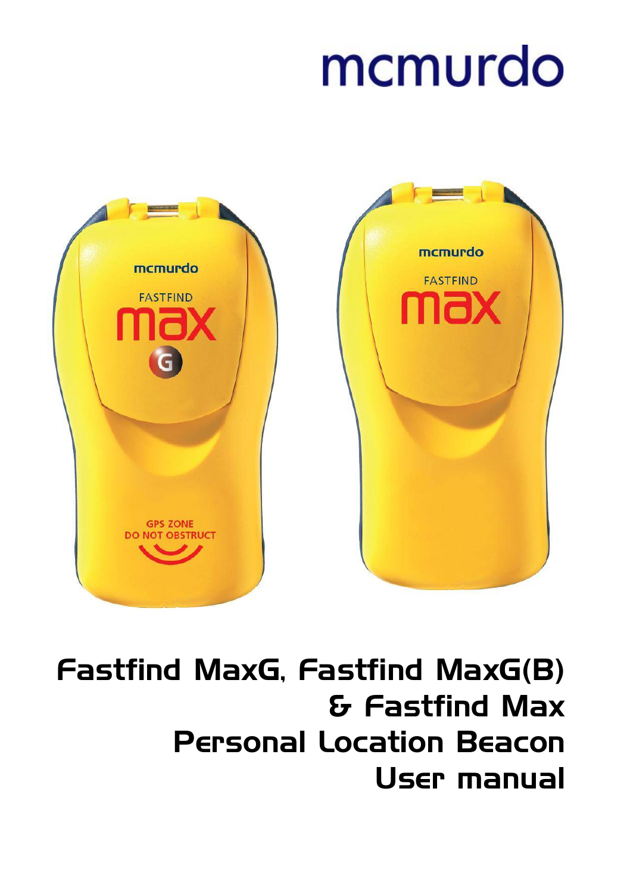mcmurdo

# Fastfind MaxG, Fastfind MaxG(B) & Fastfind Max Personal Location Beacon User manual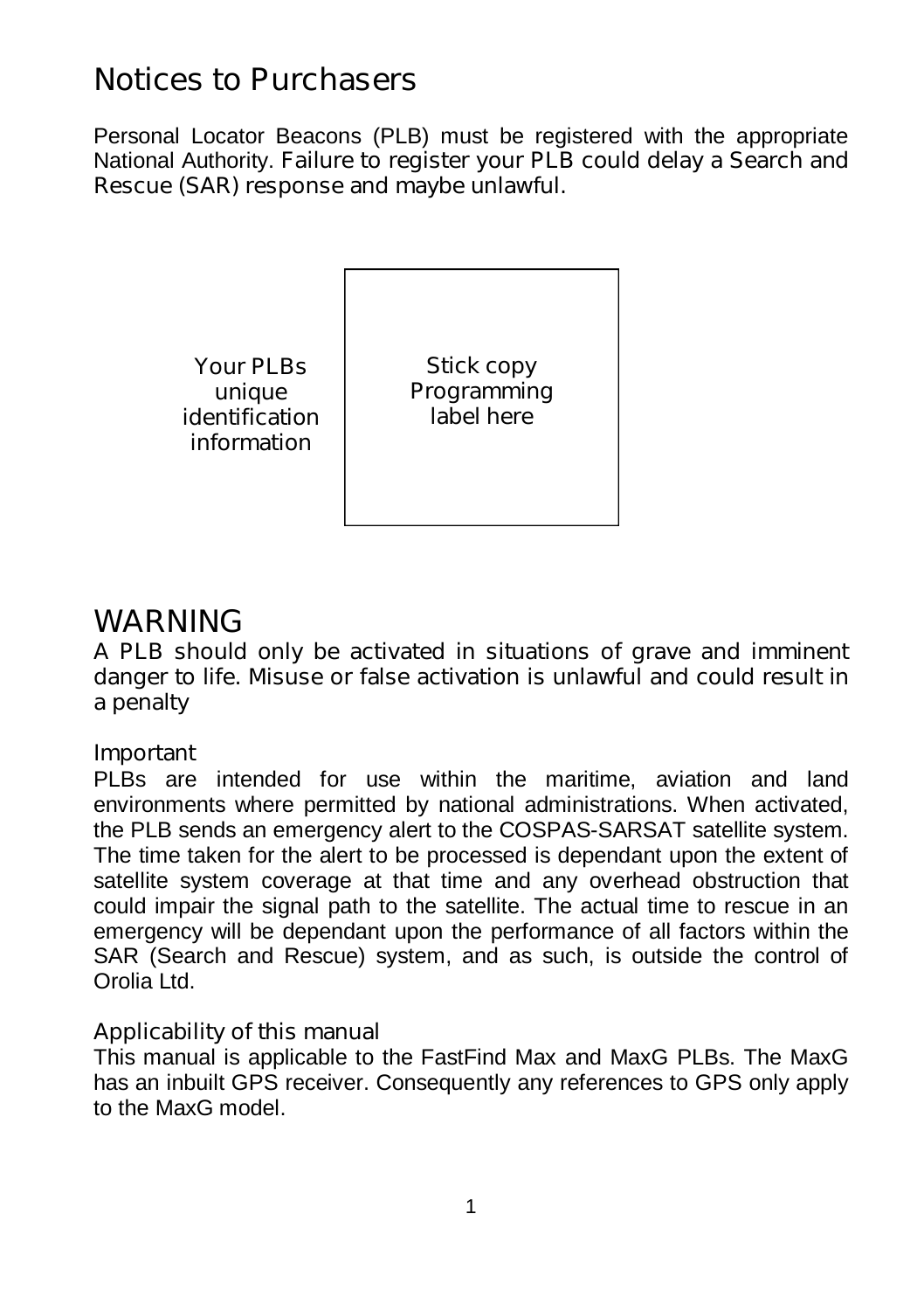# Notices to Purchasers

Personal Locator Beacons (PLB) must be registered with the appropriate National Authority. Failure to register your PLB could delay a Search and Rescue (SAR) response and maybe unlawful.

Your PLBs unique identification information

Stick copy Programming label here

# WARNING

A PLB should only be activated in situations of grave and imminent danger to life. Misuse or false activation is unlawful and could result in a penalty

## Important

PLBs are intended for use within the maritime, aviation and land environments where permitted by national administrations. When activated, the PLB sends an emergency alert to the COSPAS-SARSAT satellite system. The time taken for the alert to be processed is dependant upon the extent of satellite system coverage at that time and any overhead obstruction that could impair the signal path to the satellite. The actual time to rescue in an emergency will be dependant upon the performance of all factors within the SAR (Search and Rescue) system, and as such, is outside the control of Orolia Ltd.

## Applicability of this manual

This manual is applicable to the FastFind Max and MaxG PLBs. The MaxG has an inbuilt GPS receiver. Consequently any references to GPS only apply to the MaxG model.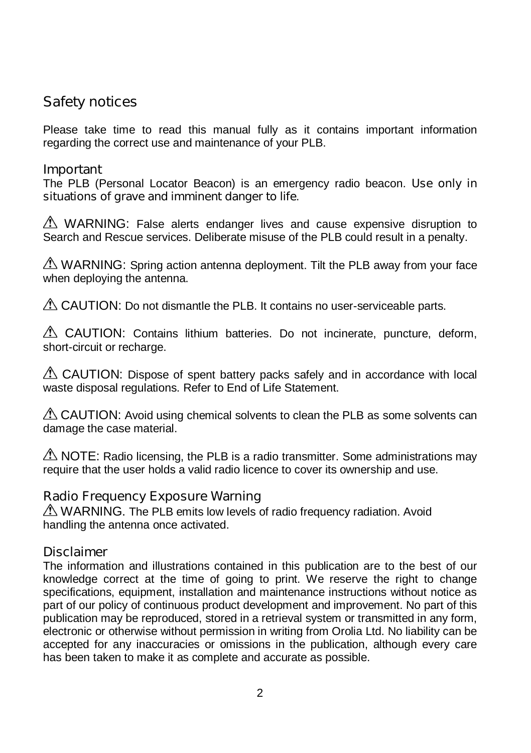## Safety notices

Please take time to read this manual fully as it contains important information regarding the correct use and maintenance of your PLB.

### Important

The PLB (Personal Locator Beacon) is an emergency radio beacon. **Use only in situations of grave and imminent danger to life.**

⚠ WARNING: False alerts endanger lives and cause expensive disruption to Search and Rescue services. Deliberate misuse of the PLB could result in a penalty.

⚠ WARNING: Spring action antenna deployment. Tilt the PLB away from your face when deploying the antenna.

⚠ CAUTION: Do not dismantle the PLB. It contains no user-serviceable parts.

⚠ CAUTION: Contains lithium batteries. Do not incinerate, puncture, deform, short-circuit or recharge.

⚠ CAUTION: Dispose of spent battery packs safely and in accordance with local waste disposal regulations. Refer to End of Life Statement.

⚠ CAUTION: Avoid using chemical solvents to clean the PLB as some solvents can damage the case material.

⚠ NOTE: Radio licensing, the PLB is a radio transmitter. Some administrations may require that the user holds a valid radio licence to cover its ownership and use.

### Radio Frequency Exposure Warning

⚠ WARNING. The PLB emits low levels of radio frequency radiation. Avoid handling the antenna once activated.

### Disclaimer

The information and illustrations contained in this publication are to the best of our knowledge correct at the time of going to print. We reserve the right to change specifications, equipment, installation and maintenance instructions without notice as part of our policy of continuous product development and improvement. No part of this publication may be reproduced, stored in a retrieval system or transmitted in any form, electronic or otherwise without permission in writing from Orolia Ltd. No liability can be accepted for any inaccuracies or omissions in the publication, although every care has been taken to make it as complete and accurate as possible.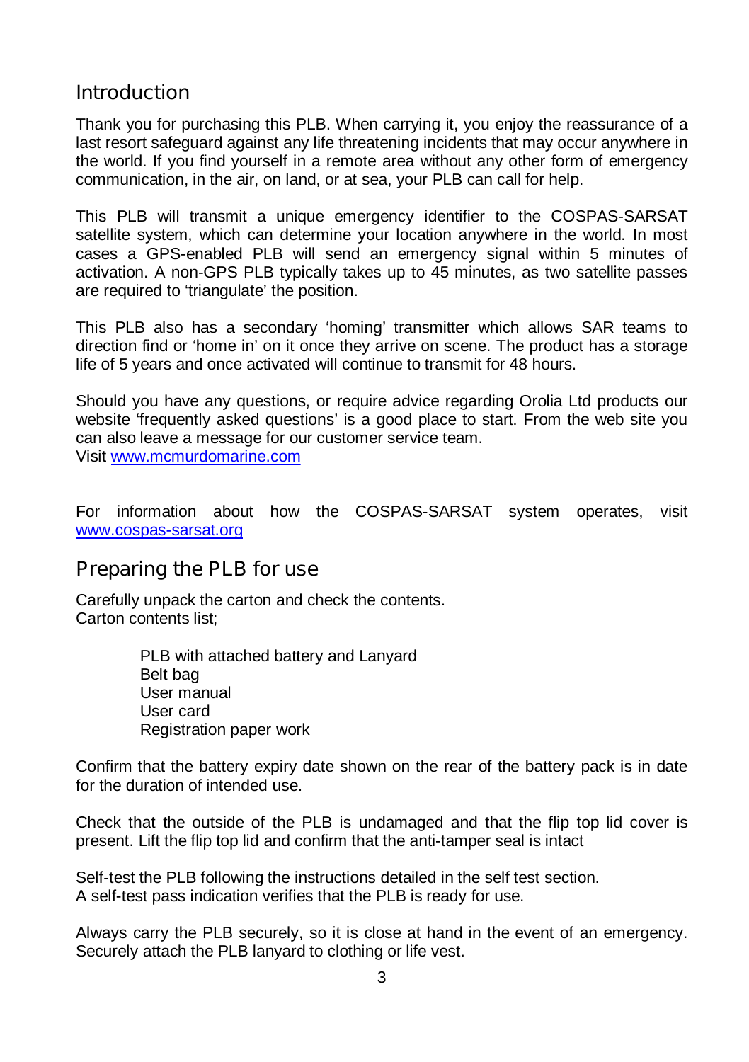## Introduction

Thank you for purchasing this PLB. When carrying it, you enjoy the reassurance of a last resort safeguard against any life threatening incidents that may occur anywhere in the world. If you find yourself in a remote area without any other form of emergency communication, in the air, on land, or at sea, your PLB can call for help.

This PLB will transmit a unique emergency identifier to the COSPAS-SARSAT satellite system, which can determine your location anywhere in the world. In most cases a GPS-enabled PLB will send an emergency signal within 5 minutes of activation. A non-GPS PLB typically takes up to 45 minutes, as two satellite passes are required to 'triangulate' the position.

This PLB also has a secondary 'homing' transmitter which allows SAR teams to direction find or 'home in' on it once they arrive on scene. The product has a storage life of 5 years and once activated will continue to transmit for 48 hours.

Should you have any questions, or require advice regarding Orolia Ltd products our website 'frequently asked questions' is a good place to start. From the web site you can also leave a message for our customer service team.
Visit [www.mcmurdomarine.com](www.mcmurdomarine.com)

For information about how the COSPAS-SARSAT system operates, visit [www.cospas-sarsat.org](www.cospas-sarsat.org)

## Preparing the PLB for use

Carefully unpack the carton and check the contents.
Carton contents list;

- PLB with attached battery and Lanyard
- Belt bag
- User manual
- User card
- Registration paper work

Confirm that the battery expiry date shown on the rear of the battery pack is in date for the duration of intended use.

Check that the outside of the PLB is undamaged and that the flip top lid cover is present. Lift the flip top lid and confirm that the anti-tamper seal is intact

Self-test the PLB following the instructions detailed in the self test section.
A self-test pass indication verifies that the PLB is ready for use.

Always carry the PLB securely, so it is close at hand in the event of an emergency. Securely attach the PLB lanyard to clothing or life vest.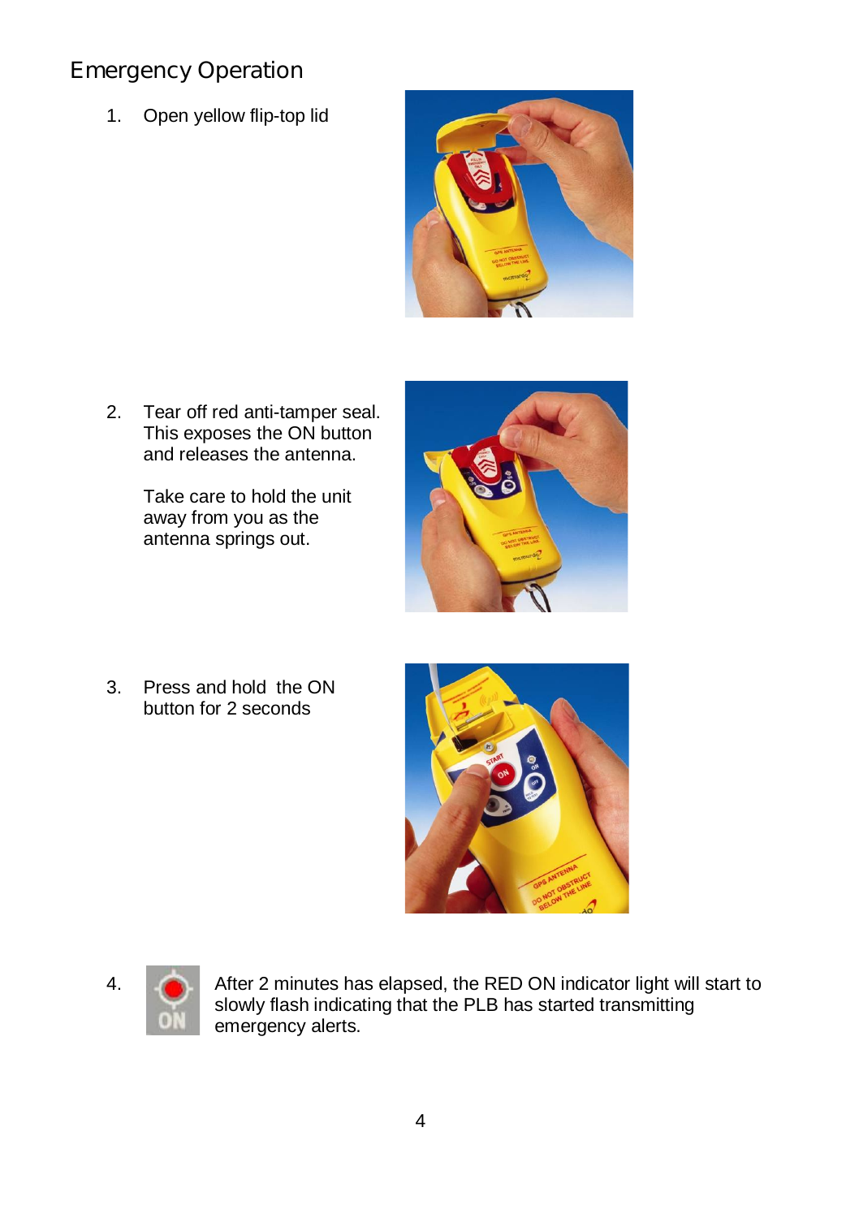## Emergency Operation

1. Open yellow flip-top lid

2. Tear off red anti-tamper seal. This exposes the ON button and releases the antenna.

   Take care to hold the unit away from you as the antenna springs out.

3. Press and hold the ON button for 2 seconds

4. After 2 minutes has elapsed, the RED ON indicator light will start to slowly flash indicating that the PLB has started transmitting emergency alerts.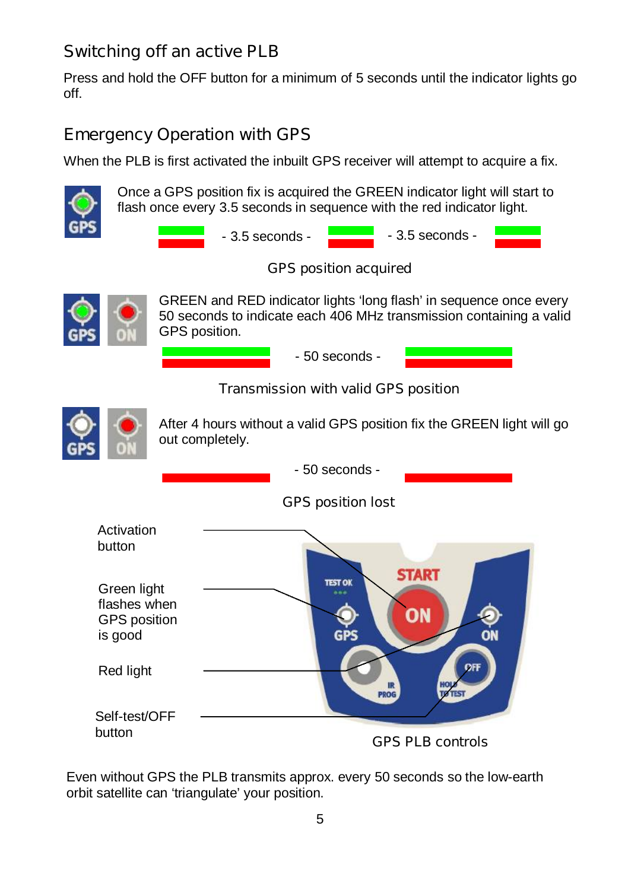## Switching off an active PLB

Press and hold the OFF button for a minimum of 5 seconds until the indicator lights go off.

## Emergency Operation with GPS

When the PLB is first activated the inbuilt GPS receiver will attempt to acquire a fix.

Once a GPS position fix is acquired the GREEN indicator light will start to flash once every 3.5 seconds in sequence with the red indicator light.

- 3.5 seconds - - 3.5 seconds -

GPS position acquired

GREEN and RED indicator lights 'long flash' in sequence once every 50 seconds to indicate each 406 MHz transmission containing a valid GPS position.

- 50 seconds -

Transmission with valid GPS position

After 4 hours without a valid GPS position fix the GREEN light will go out completely.

- 50 seconds -

GPS position lost

Activation button

Green light flashes when GPS position is good

Red light

Self-test/OFF button

GPS PLB controls

Even without GPS the PLB transmits approx. every 50 seconds so the low-earth orbit satellite can 'triangulate' your position.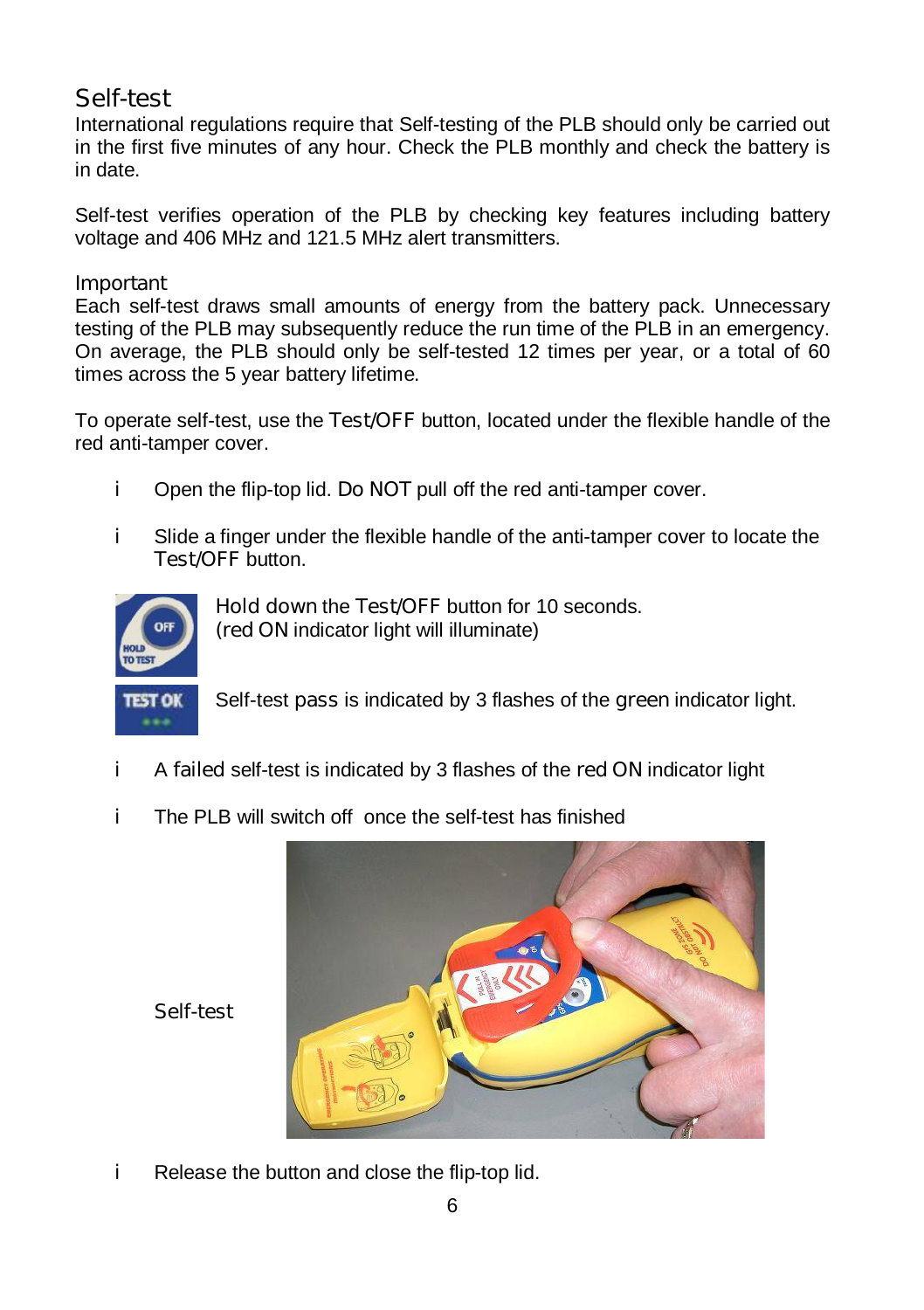## Self-test

International regulations require that Self-testing of the PLB should only be carried out in the first five minutes of any hour. Check the PLB monthly and check the battery is in date.

Self-test verifies operation of the PLB by checking key features including battery voltage and 406 MHz and 121.5 MHz alert transmitters.

### Important

Each self-test draws small amounts of energy from the battery pack. Unnecessary testing of the PLB may subsequently reduce the run time of the PLB in an emergency. On average, the PLB should only be self-tested 12 times per year, or a total of 60 times across the 5 year battery lifetime.

To operate self-test, use the Test/OFF button, located under the flexible handle of the red anti-tamper cover.

- Open the flip-top lid. Do NOT pull off the red anti-tamper cover.
- Slide a finger under the flexible handle of the anti-tamper cover to locate the Test/OFF button.

Hold down the Test/OFF button for 10 seconds.
(red ON indicator light will illuminate)

Self-test pass is indicated by 3 flashes of the green indicator light.

- A failed self-test is indicated by 3 flashes of the red ON indicator light
- The PLB will switch off once the self-test has finished

Self-test

- Release the button and close the flip-top lid.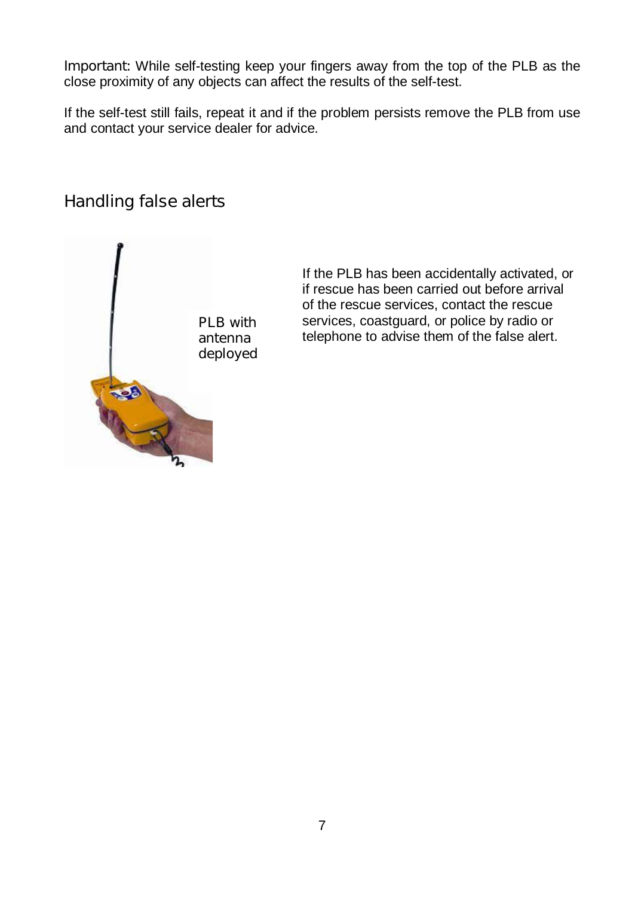**Important:** While self-testing keep your fingers away from the top of the PLB as the close proximity of any objects can affect the results of the self-test.

If the self-test still fails, repeat it and if the problem persists remove the PLB from use and contact your service dealer for advice.

## Handling false alerts

PLB with antenna deployed

If the PLB has been accidentally activated, or if rescue has been carried out before arrival of the rescue services, contact the rescue services, coastguard, or police by radio or telephone to advise them of the false alert.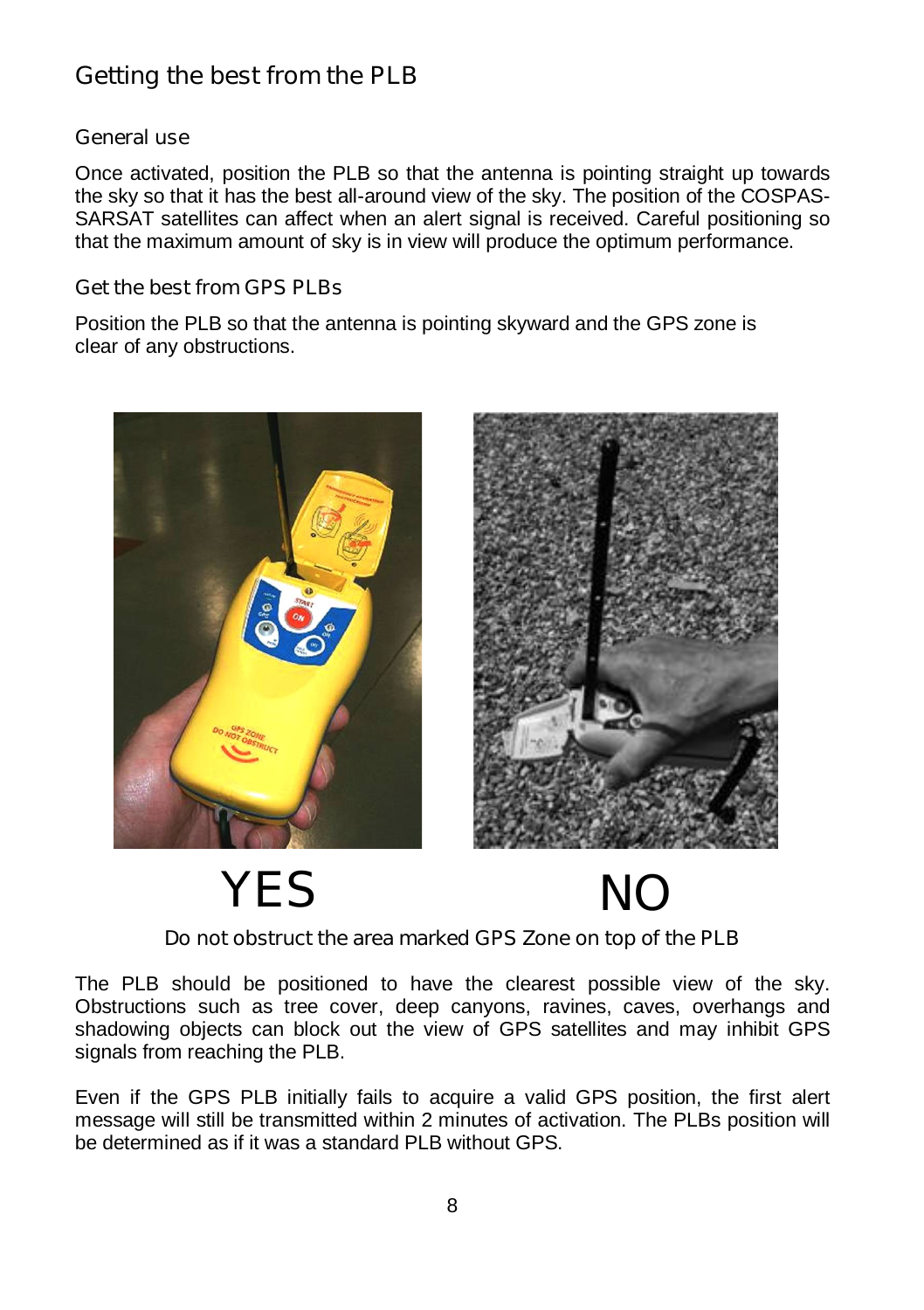## Getting the best from the PLB

### General use

Once activated, position the PLB so that the antenna is pointing straight up towards the sky so that it has the best all-around view of the sky. The position of the COSPAS-SARSAT satellites can affect when an alert signal is received. Careful positioning so that the maximum amount of sky is in view will produce the optimum performance.

### Get the best from GPS PLBs

Position the PLB so that the antenna is pointing skyward and the GPS zone is clear of any obstructions.

YES    NO

Do not obstruct the area marked GPS Zone on top of the PLB

The PLB should be positioned to have the clearest possible view of the sky. Obstructions such as tree cover, deep canyons, ravines, caves, overhangs and shadowing objects can block out the view of GPS satellites and may inhibit GPS signals from reaching the PLB.

Even if the GPS PLB initially fails to acquire a valid GPS position, the first alert message will still be transmitted within 2 minutes of activation. The PLBs position will be determined as if it was a standard PLB without GPS.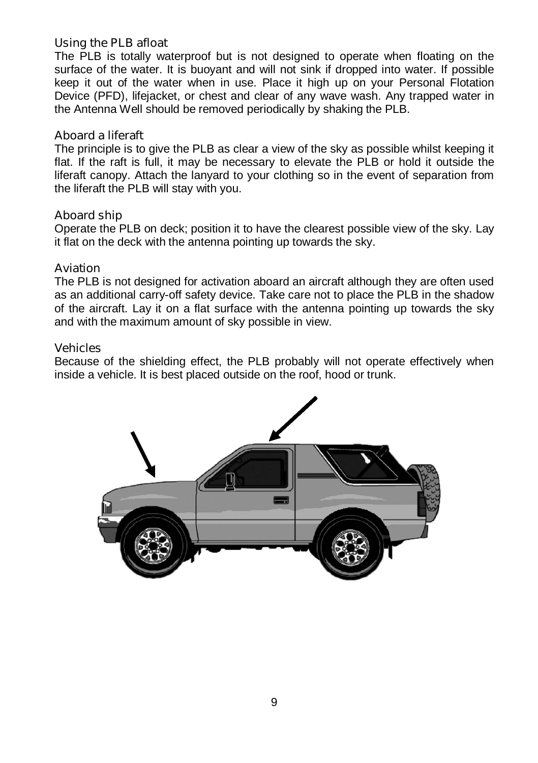## Using the PLB afloat

The PLB is totally waterproof but is not designed to operate when floating on the surface of the water. It is buoyant and will not sink if dropped into water. If possible keep it out of the water when in use. Place it high up on your Personal Flotation Device (PFD), lifejacket, or chest and clear of any wave wash. Any trapped water in the Antenna Well should be removed periodically by shaking the PLB.

## Aboard a liferaft

The principle is to give the PLB as clear a view of the sky as possible whilst keeping it flat. If the raft is full, it may be necessary to elevate the PLB or hold it outside the liferaft canopy. Attach the lanyard to your clothing so in the event of separation from the liferaft the PLB will stay with you.

## Aboard ship

Operate the PLB on deck; position it to have the clearest possible view of the sky. Lay it flat on the deck with the antenna pointing up towards the sky.

## Aviation

The PLB is not designed for activation aboard an aircraft although they are often used as an additional carry-off safety device. Take care not to place the PLB in the shadow of the aircraft. Lay it on a flat surface with the antenna pointing up towards the sky and with the maximum amount of sky possible in view.

## Vehicles

Because of the shielding effect, the PLB probably will not operate effectively when inside a vehicle. It is best placed outside on the roof, hood or trunk.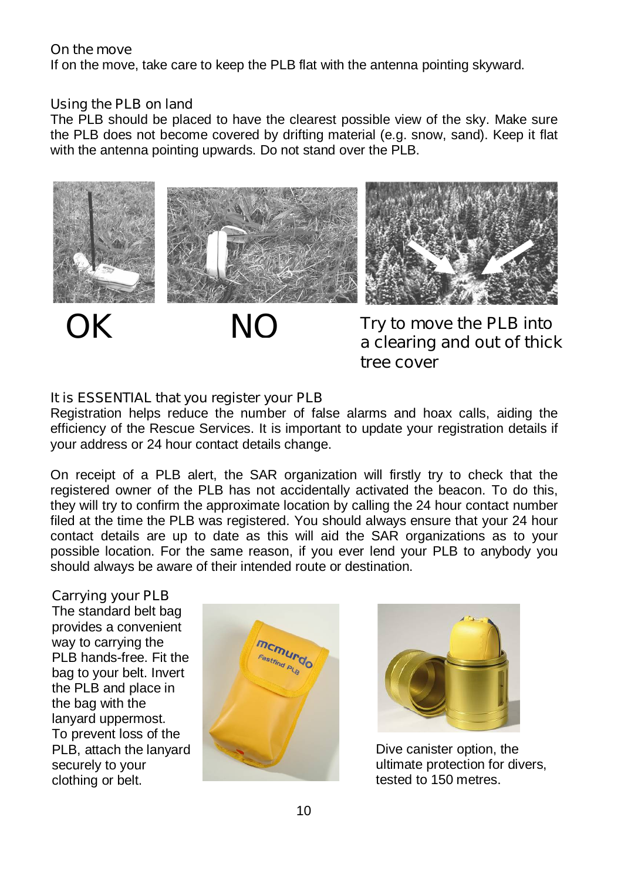### On the move

If on the move, take care to keep the PLB flat with the antenna pointing skyward.

### Using the PLB on land

The PLB should be placed to have the clearest possible view of the sky. Make sure the PLB does not become covered by drifting material (e.g. snow, sand). Keep it flat with the antenna pointing upwards. Do not stand over the PLB.

OK

NO

Try to move the PLB into a clearing and out of thick tree cover

### It is ESSENTIAL that you register your PLB

Registration helps reduce the number of false alarms and hoax calls, aiding the efficiency of the Rescue Services. It is important to update your registration details if your address or 24 hour contact details change.

On receipt of a PLB alert, the SAR organization will firstly try to check that the registered owner of the PLB has not accidentally activated the beacon. To do this, they will try to confirm the approximate location by calling the 24 hour contact number filed at the time the PLB was registered. You should always ensure that your 24 hour contact details are up to date as this will aid the SAR organizations as to your possible location. For the same reason, if you ever lend your PLB to anybody you should always be aware of their intended route or destination.

### Carrying your PLB

The standard belt bag provides a convenient way to carrying the PLB hands-free. Fit the bag to your belt. Invert the PLB and place in the bag with the lanyard uppermost. To prevent loss of the PLB, attach the lanyard securely to your clothing or belt.

Dive canister option, the ultimate protection for divers, tested to 150 metres.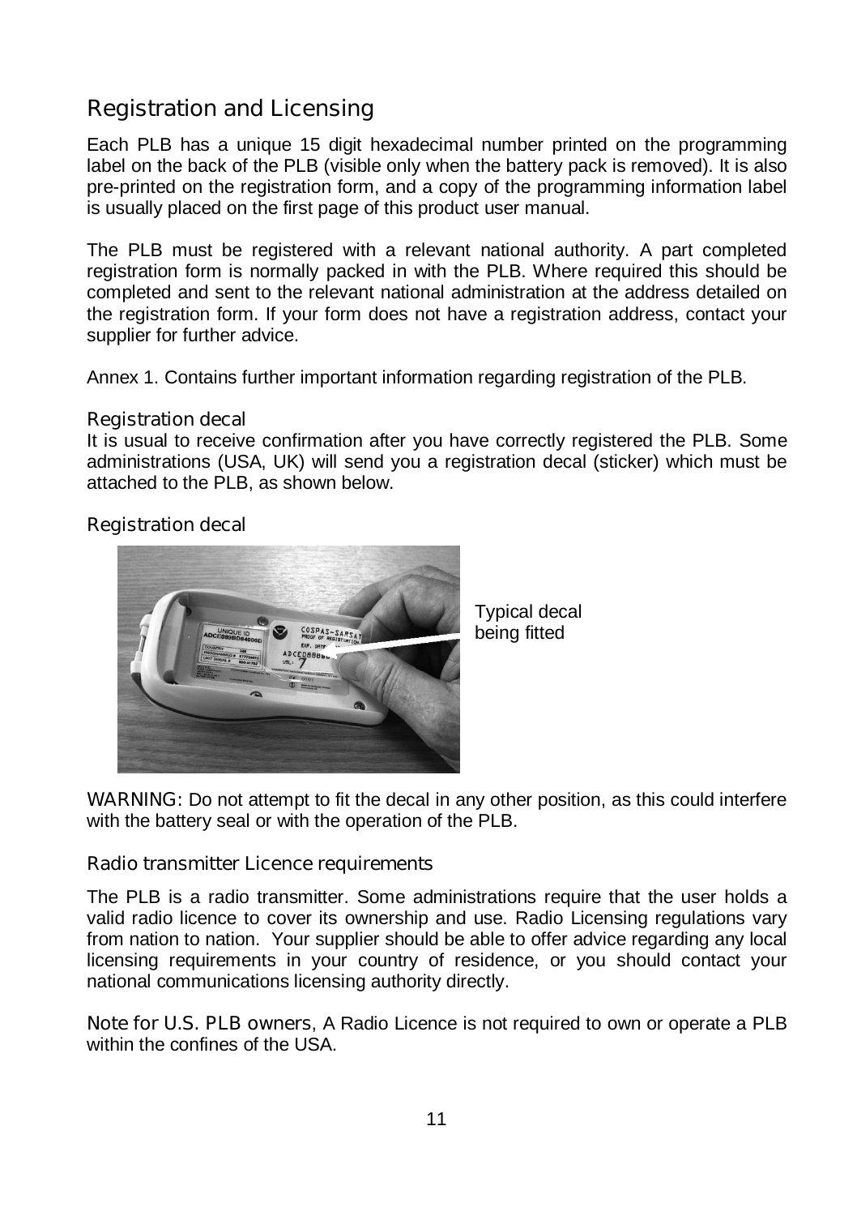## Registration and Licensing

Each PLB has a unique 15 digit hexadecimal number printed on the programming label on the back of the PLB (visible only when the battery pack is removed). It is also pre-printed on the registration form, and a copy of the programming information label is usually placed on the first page of this product user manual.

The PLB must be registered with a relevant national authority. A part completed registration form is normally packed in with the PLB. Where required this should be completed and sent to the relevant national administration at the address detailed on the registration form. If your form does not have a registration address, contact your supplier for further advice.

Annex 1. Contains further important information regarding registration of the PLB.

### Registration decal

It is usual to receive confirmation after you have correctly registered the PLB. Some administrations (USA, UK) will send you a registration decal (sticker) which must be attached to the PLB, as shown below.

### Registration decal

Typical decal being fitted

WARNING: Do not attempt to fit the decal in any other position, as this could interfere with the battery seal or with the operation of the PLB.

### Radio transmitter Licence requirements

The PLB is a radio transmitter. Some administrations require that the user holds a valid radio licence to cover its ownership and use. Radio Licensing regulations vary from nation to nation. Your supplier should be able to offer advice regarding any local licensing requirements in your country of residence, or you should contact your national communications licensing authority directly.

Note for U.S. PLB owners, A Radio Licence is not required to own or operate a PLB within the confines of the USA.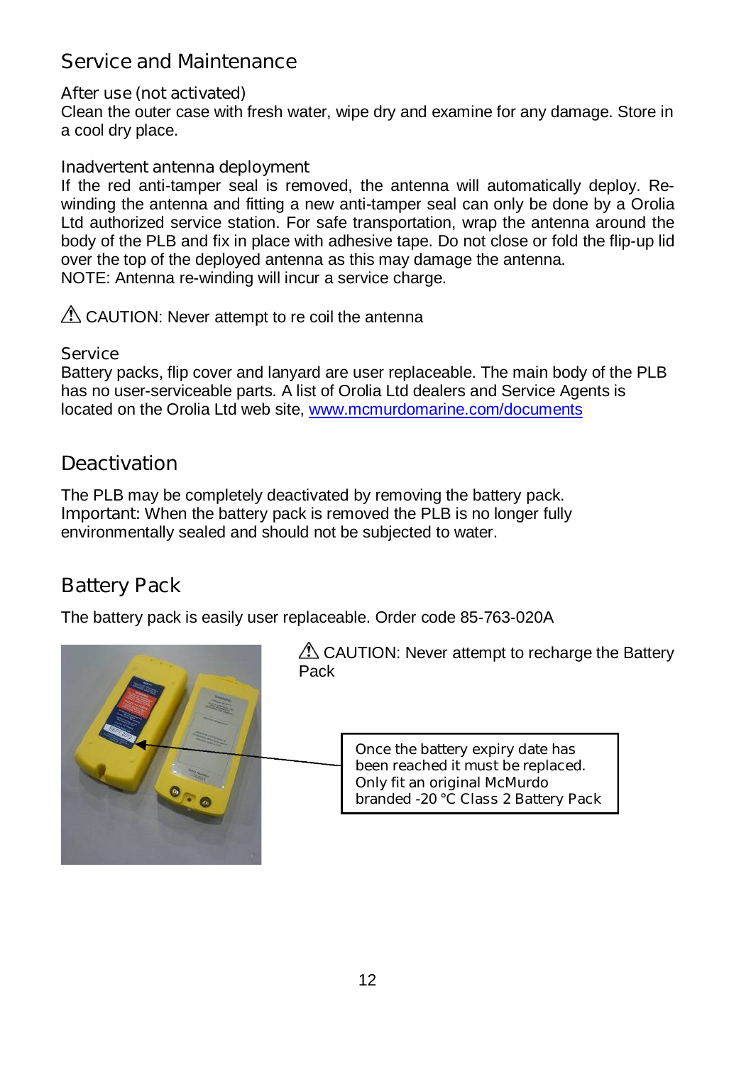## Service and Maintenance

### After use (not activated)

Clean the outer case with fresh water, wipe dry and examine for any damage. Store in a cool dry place.

### Inadvertent antenna deployment

If the red anti-tamper seal is removed, the antenna will automatically deploy. Re-winding the antenna and fitting a new anti-tamper seal can only be done by a Orolia Ltd authorized service station. For safe transportation, wrap the antenna around the body of the PLB and fix in place with adhesive tape. Do not close or fold the flip-up lid over the top of the deployed antenna as this may damage the antenna.
NOTE: Antenna re-winding will incur a service charge.

⚠ CAUTION: Never attempt to re coil the antenna

### Service

Battery packs, flip cover and lanyard are user replaceable. The main body of the PLB has no user-serviceable parts. A list of Orolia Ltd dealers and Service Agents is located on the Orolia Ltd web site, [www.mcmurdomarine.com/documents](www.mcmurdomarine.com/documents)

## Deactivation

The PLB may be completely deactivated by removing the battery pack.
Important: When the battery pack is removed the PLB is no longer fully environmentally sealed and should not be subjected to water.

## Battery Pack

The battery pack is easily user replaceable. Order code 85-763-020A

⚠ CAUTION: Never attempt to recharge the Battery Pack

Once the battery expiry date has been reached it must be replaced. Only fit an original McMurdo branded -20 °C Class 2 Battery Pack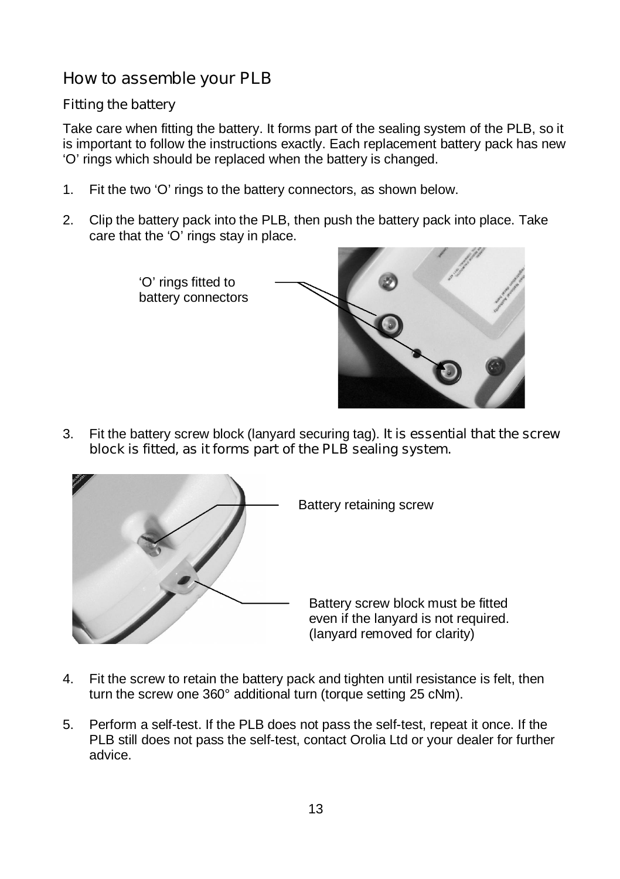## How to assemble your PLB

### Fitting the battery

Take care when fitting the battery. It forms part of the sealing system of the PLB, so it is important to follow the instructions exactly. Each replacement battery pack has new 'O' rings which should be replaced when the battery is changed.

1. Fit the two 'O' rings to the battery connectors, as shown below.
2. Clip the battery pack into the PLB, then push the battery pack into place. Take care that the 'O' rings stay in place.

'O' rings fitted to battery connectors

3. Fit the battery screw block (lanyard securing tag). **It is essential that the screw block is fitted, as it forms part of the PLB sealing system.**

Battery retaining screw

Battery screw block must be fitted even if the lanyard is not required. (lanyard removed for clarity)

4. Fit the screw to retain the battery pack and tighten until resistance is felt, then turn the screw one 360° additional turn (torque setting 25 cNm).
5. Perform a self-test. If the PLB does not pass the self-test, repeat it once. If the PLB still does not pass the self-test, contact Orolia Ltd or your dealer for further advice.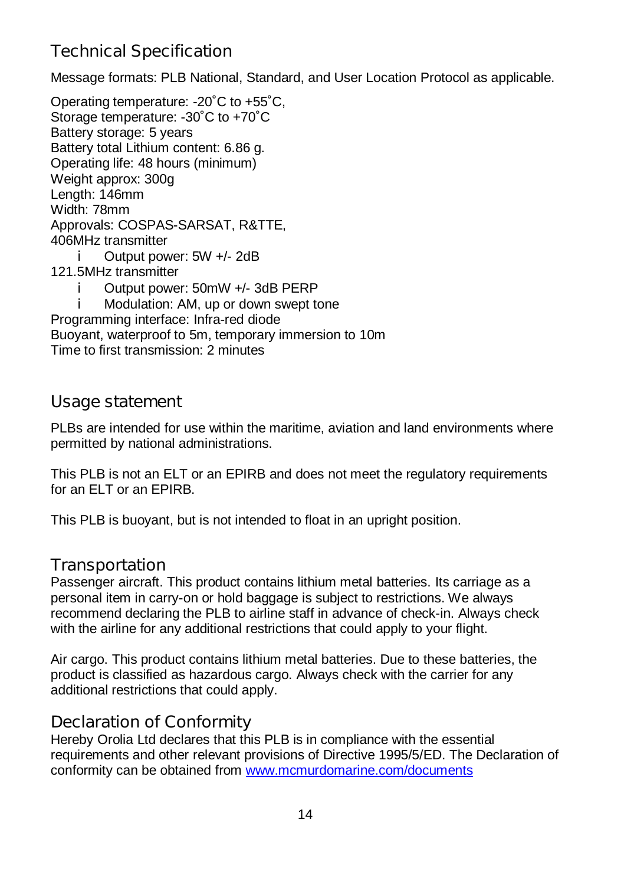## Technical Specification

Message formats: PLB National, Standard, and User Location Protocol as applicable.

Operating temperature: -20˚C to +55˚C,
Storage temperature: -30˚C to +70˚C
Battery storage: 5 years
Battery total Lithium content: 6.86 g.
Operating life: 48 hours (minimum)
Weight approx: 300g
Length: 146mm
Width: 78mm
Approvals: COSPAS-SARSAT, R&TTE,
406MHz transmitter

- Output power: 5W +/- 2dB

121.5MHz transmitter

- Output power: 50mW +/- 3dB PERP
- Modulation: AM, up or down swept tone

Programming interface: Infra-red diode
Buoyant, waterproof to 5m, temporary immersion to 10m
Time to first transmission: 2 minutes

## Usage statement

PLBs are intended for use within the maritime, aviation and land environments where permitted by national administrations.

This PLB is not an ELT or an EPIRB and does not meet the regulatory requirements for an ELT or an EPIRB.

This PLB is buoyant, but is not intended to float in an upright position.

## Transportation

Passenger aircraft. This product contains lithium metal batteries. Its carriage as a personal item in carry-on or hold baggage is subject to restrictions. We always recommend declaring the PLB to airline staff in advance of check-in. Always check with the airline for any additional restrictions that could apply to your flight.

Air cargo. This product contains lithium metal batteries. Due to these batteries, the product is classified as hazardous cargo. Always check with the carrier for any additional restrictions that could apply.

## Declaration of Conformity

Hereby Orolia Ltd declares that this PLB is in compliance with the essential requirements and other relevant provisions of Directive 1995/5/ED. The Declaration of conformity can be obtained from www.mcmurdomarine.com/documents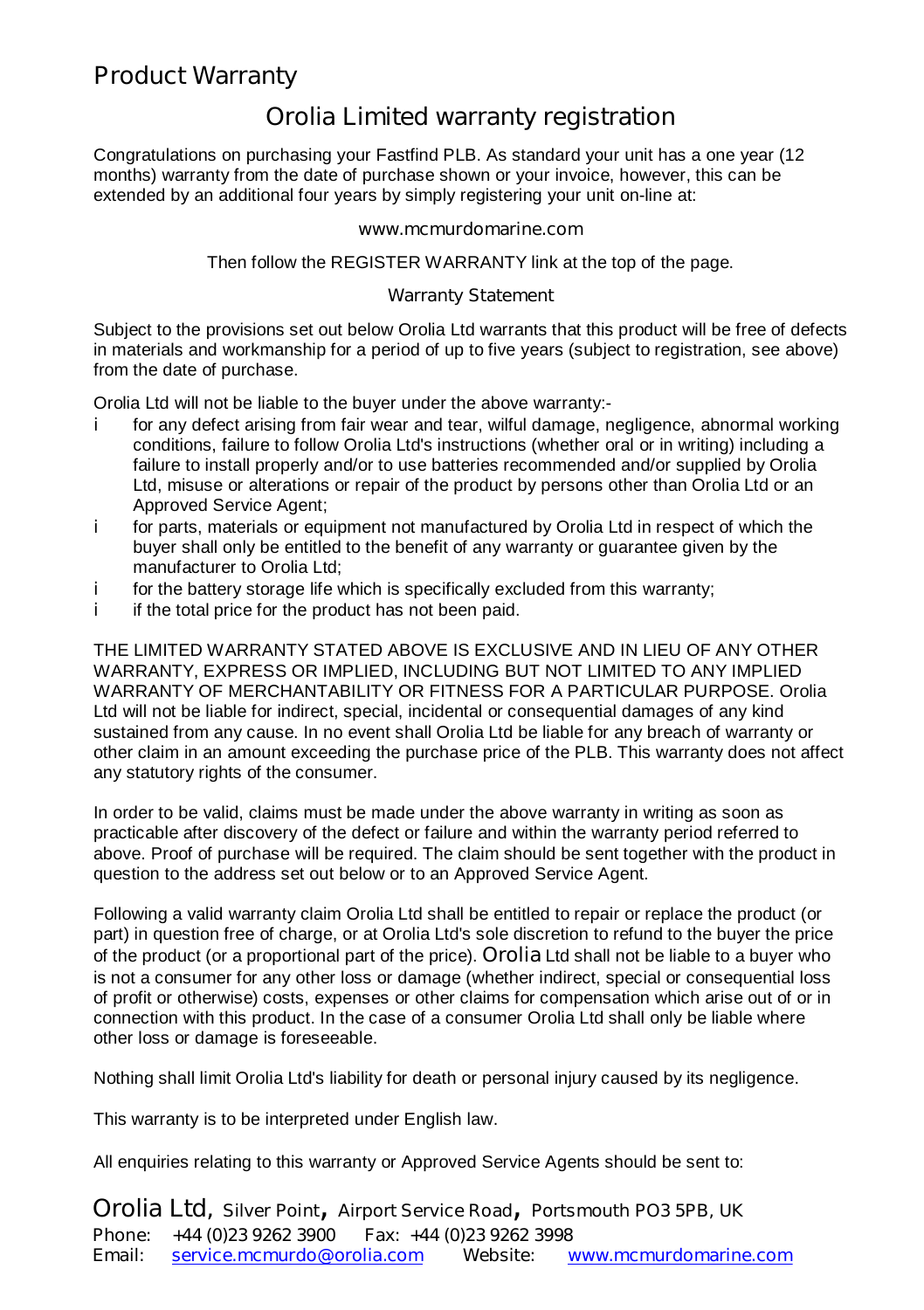# Product Warranty

## Orolia Limited warranty registration

Congratulations on purchasing your Fastfind PLB. As standard your unit has a one year (12 months) warranty from the date of purchase shown or your invoice, however, this can be extended by an additional four years by simply registering your unit on-line at:

www.mcmurdomarine.com

Then follow the REGISTER WARRANTY link at the top of the page.

### Warranty Statement

Subject to the provisions set out below Orolia Ltd warrants that this product will be free of defects in materials and workmanship for a period of up to five years (subject to registration, see above) from the date of purchase.

Orolia Ltd will not be liable to the buyer under the above warranty:-

- for any defect arising from fair wear and tear, wilful damage, negligence, abnormal working conditions, failure to follow Orolia Ltd's instructions (whether oral or in writing) including a failure to install properly and/or to use batteries recommended and/or supplied by Orolia Ltd, misuse or alterations or repair of the product by persons other than Orolia Ltd or an Approved Service Agent;
- for parts, materials or equipment not manufactured by Orolia Ltd in respect of which the buyer shall only be entitled to the benefit of any warranty or guarantee given by the manufacturer to Orolia Ltd;
- for the battery storage life which is specifically excluded from this warranty;
- if the total price for the product has not been paid.

THE LIMITED WARRANTY STATED ABOVE IS EXCLUSIVE AND IN LIEU OF ANY OTHER WARRANTY, EXPRESS OR IMPLIED, INCLUDING BUT NOT LIMITED TO ANY IMPLIED WARRANTY OF MERCHANTABILITY OR FITNESS FOR A PARTICULAR PURPOSE. Orolia Ltd will not be liable for indirect, special, incidental or consequential damages of any kind sustained from any cause. In no event shall Orolia Ltd be liable for any breach of warranty or other claim in an amount exceeding the purchase price of the PLB. This warranty does not affect any statutory rights of the consumer.

In order to be valid, claims must be made under the above warranty in writing as soon as practicable after discovery of the defect or failure and within the warranty period referred to above. Proof of purchase will be required. The claim should be sent together with the product in question to the address set out below or to an Approved Service Agent.

Following a valid warranty claim Orolia Ltd shall be entitled to repair or replace the product (or part) in question free of charge, or at Orolia Ltd's sole discretion to refund to the buyer the price of the product (or a proportional part of the price). Orolia Ltd shall not be liable to a buyer who is not a consumer for any other loss or damage (whether indirect, special or consequential loss of profit or otherwise) costs, expenses or other claims for compensation which arise out of or in connection with this product. In the case of a consumer Orolia Ltd shall only be liable where other loss or damage is foreseeable.

Nothing shall limit Orolia Ltd's liability for death or personal injury caused by its negligence.

This warranty is to be interpreted under English law.

All enquiries relating to this warranty or Approved Service Agents should be sent to:

**Orolia Ltd**, Silver Point, Airport Service Road, Portsmouth PO3 5PB, UK
Phone: +44 (0)23 9262 3900 Fax: +44 (0)23 9262 3998
Email: service.mcmurdo@orolia.com Website: www.mcmurdomarine.com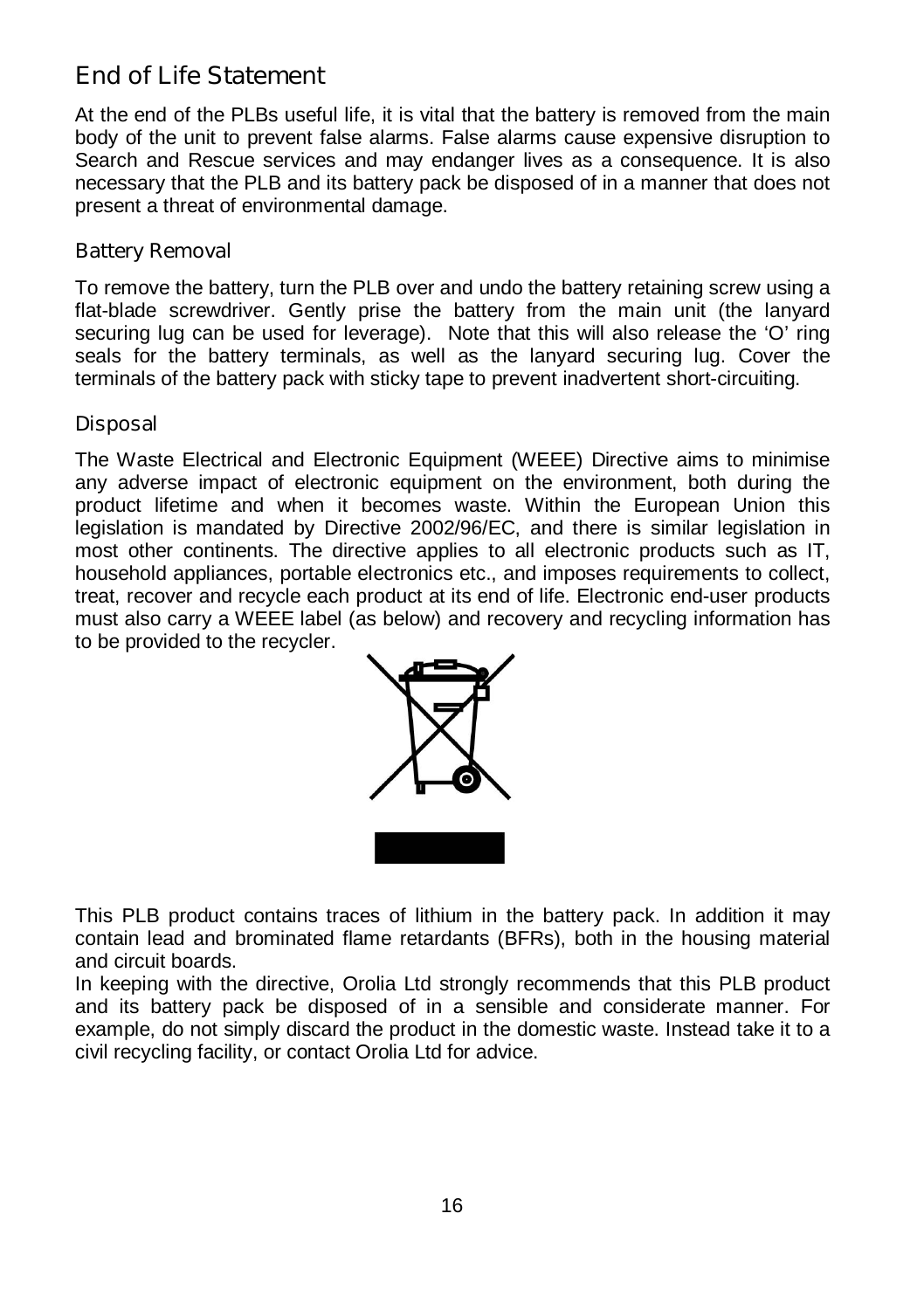## End of Life Statement

At the end of the PLBs useful life, it is vital that the battery is removed from the main body of the unit to prevent false alarms. False alarms cause expensive disruption to Search and Rescue services and may endanger lives as a consequence. It is also necessary that the PLB and its battery pack be disposed of in a manner that does not present a threat of environmental damage.

### Battery Removal

To remove the battery, turn the PLB over and undo the battery retaining screw using a flat-blade screwdriver. Gently prise the battery from the main unit (the lanyard securing lug can be used for leverage). Note that this will also release the 'O' ring seals for the battery terminals, as well as the lanyard securing lug. Cover the terminals of the battery pack with sticky tape to prevent inadvertent short-circuiting.

### Disposal

The Waste Electrical and Electronic Equipment (WEEE) Directive aims to minimise any adverse impact of electronic equipment on the environment, both during the product lifetime and when it becomes waste. Within the European Union this legislation is mandated by Directive 2002/96/EC, and there is similar legislation in most other continents. The directive applies to all electronic products such as IT, household appliances, portable electronics etc., and imposes requirements to collect, treat, recover and recycle each product at its end of life. Electronic end-user products must also carry a WEEE label (as below) and recovery and recycling information has to be provided to the recycler.

This PLB product contains traces of lithium in the battery pack. In addition it may contain lead and brominated flame retardants (BFRs), both in the housing material and circuit boards.

In keeping with the directive, Orolia Ltd strongly recommends that this PLB product and its battery pack be disposed of in a sensible and considerate manner. For example, do not simply discard the product in the domestic waste. Instead take it to a civil recycling facility, or contact Orolia Ltd for advice.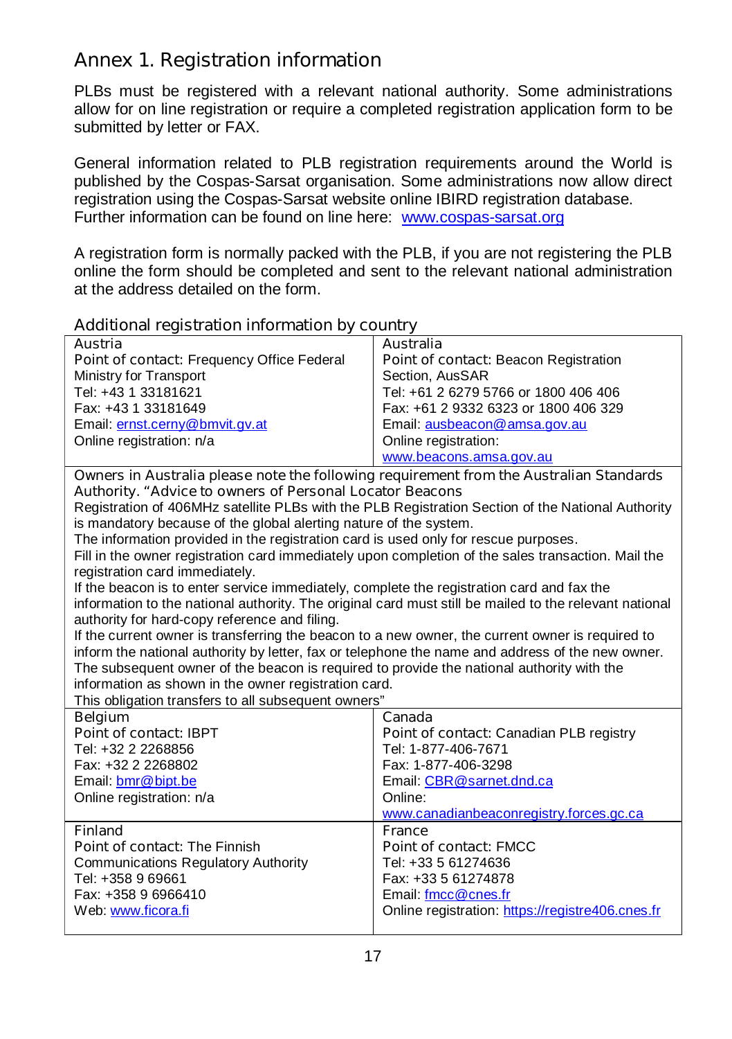# Annex 1. Registration information

PLBs must be registered with a relevant national authority. Some administrations allow for on line registration or require a completed registration application form to be submitted by letter or FAX.

General information related to PLB registration requirements around the World is published by the Cospas-Sarsat organisation. Some administrations now allow direct registration using the Cospas-Sarsat website online IBIRD registration database. Further information can be found on line here: www.cospas-sarsat.org

A registration form is normally packed with the PLB, if you are not registering the PLB online the form should be completed and sent to the relevant national administration at the address detailed on the form.

## Additional registration information by country

| Austria | Australia |
|---|---|
| Point of contact: Frequency Office Federal Ministry for Transport<br>Tel: +43 1 33181621<br>Fax: +43 1 33181649<br>Email: ernst.cerny@bmvit.gv.at<br>Online registration: n/a | Point of contact: Beacon Registration Section, AusSAR<br>Tel: +61 2 6279 5766 or 1800 406 406<br>Fax: +61 2 9332 6323 or 1800 406 329<br>Email: ausbeacon@amsa.gov.au<br>Online registration: www.beacons.amsa.gov.au |

Owners in Australia please note the following requirement from the Australian Standards Authority. "Advice to owners of Personal Locator Beacons

Registration of 406MHz satellite PLBs with the PLB Registration Section of the National Authority is mandatory because of the global alerting nature of the system.

The information provided in the registration card is used only for rescue purposes.

Fill in the owner registration card immediately upon completion of the sales transaction. Mail the registration card immediately.

If the beacon is to enter service immediately, complete the registration card and fax the information to the national authority. The original card must still be mailed to the relevant national authority for hard-copy reference and filing.

If the current owner is transferring the beacon to a new owner, the current owner is required to inform the national authority by letter, fax or telephone the name and address of the new owner. The subsequent owner of the beacon is required to provide the national authority with the information as shown in the owner registration card.

This obligation transfers to all subsequent owners"

| Belgium | Canada |
|---|---|
| Point of contact: IBPT<br>Tel: +32 2 2268856<br>Fax: +32 2 2268802<br>Email: bmr@bipt.be<br>Online registration: n/a | Point of contact: Canadian PLB registry<br>Tel: 1-877-406-7671<br>Fax: 1-877-406-3298<br>Email: CBR@sarnet.dnd.ca<br>Online: www.canadianbeaconregistry.forces.gc.ca |

| Finland | France |
|---|---|
| Point of contact: The Finnish Communications Regulatory Authority<br>Tel: +358 9 69661<br>Fax: +358 9 6966410<br>Web: www.ficora.fi | Point of contact: FMCC<br>Tel: +33 5 61274636<br>Fax: +33 5 61274878<br>Email: fmcc@cnes.fr<br>Online registration: https://registre406.cnes.fr |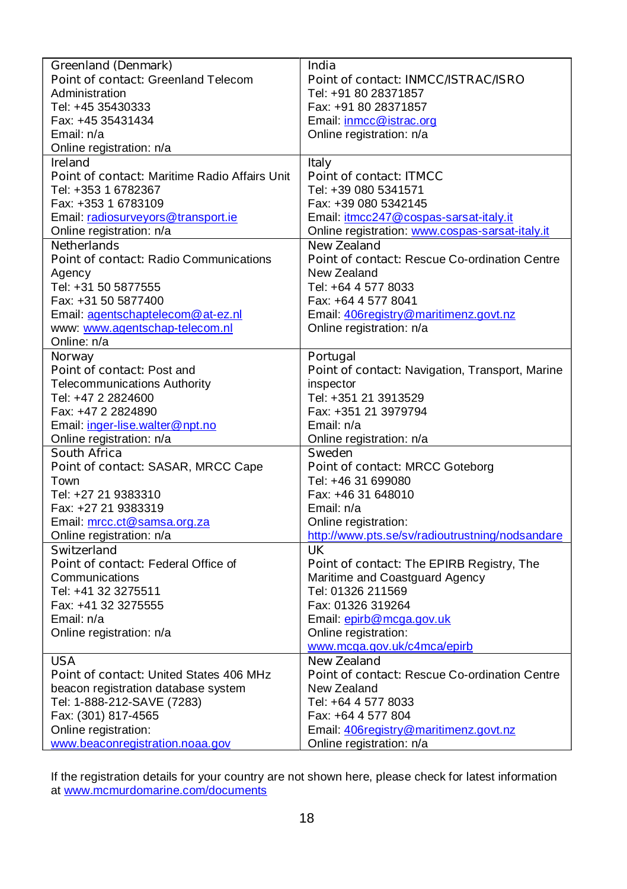| Greenland (Denmark)<br>Point of contact: Greenland Telecom Administration<br>Tel: +45 35430333<br>Fax: +45 35431434<br>Email: n/a<br>Online registration: n/a | India<br>Point of contact: INMCC/ISTRAC/ISRO<br>Tel: +91 80 28371857<br>Fax: +91 80 28371857<br>Email: inmcc@istrac.org<br>Online registration: n/a |
|---|---|
| Ireland<br>Point of contact: Maritime Radio Affairs Unit<br>Tel: +353 1 6782367<br>Fax: +353 1 6783109<br>Email: radiosurveyors@transport.ie<br>Online registration: n/a | Italy<br>Point of contact: ITMCC<br>Tel: +39 080 5341571<br>Fax: +39 080 5342145<br>Email: itmcc247@cospas-sarsat-italy.it<br>Online registration: www.cospas-sarsat-italy.it |
| Netherlands<br>Point of contact: Radio Communications Agency<br>Tel: +31 50 5877555<br>Fax: +31 50 5877400<br>Email: agentschaptelecom@at-ez.nl<br>www: www.agentschap-telecom.nl<br>Online: n/a | New Zealand<br>Point of contact: Rescue Co-ordination Centre New Zealand<br>Tel: +64 4 577 8033<br>Fax: +64 4 577 8041<br>Email: 406registry@maritimenz.govt.nz<br>Online registration: n/a |
| Norway<br>Point of contact: Post and Telecommunications Authority<br>Tel: +47 2 2824600<br>Fax: +47 2 2824890<br>Email: inger-lise.walter@npt.no<br>Online registration: n/a | Portugal<br>Point of contact: Navigation, Transport, Marine inspector<br>Tel: +351 21 3913529<br>Fax: +351 21 3979794<br>Email: n/a<br>Online registration: n/a |
| South Africa<br>Point of contact: SASAR, MRCC Cape Town<br>Tel: +27 21 9383310<br>Fax: +27 21 9383319<br>Email: mrcc.ct@samsa.org.za<br>Online registration: n/a | Sweden<br>Point of contact: MRCC Goteborg<br>Tel: +46 31 699080<br>Fax: +46 31 648010<br>Email: n/a<br>Online registration:<br>http://www.pts.se/sv/radioutrustning/nodsandare |
| Switzerland<br>Point of contact: Federal Office of Communications<br>Tel: +41 32 3275511<br>Fax: +41 32 3275555<br>Email: n/a<br>Online registration: n/a | UK<br>Point of contact: The EPIRB Registry, The Maritime and Coastguard Agency<br>Tel: 01326 211569<br>Fax: 01326 319264<br>Email: epirb@mcga.gov.uk<br>Online registration:<br>www.mcga.gov.uk/c4mca/epirb |
| USA<br>Point of contact: United States 406 MHz beacon registration database system<br>Tel: 1-888-212-SAVE (7283)<br>Fax: (301) 817-4565<br>Online registration:<br>www.beaconregistration.noaa.gov | New Zealand<br>Point of contact: Rescue Co-ordination Centre New Zealand<br>Tel: +64 4 577 8033<br>Fax: +64 4 577 804<br>Email: 406registry@maritimenz.govt.nz<br>Online registration: n/a |

If the registration details for your country are not shown here, please check for latest information at www.mcmurdomarine.com/documents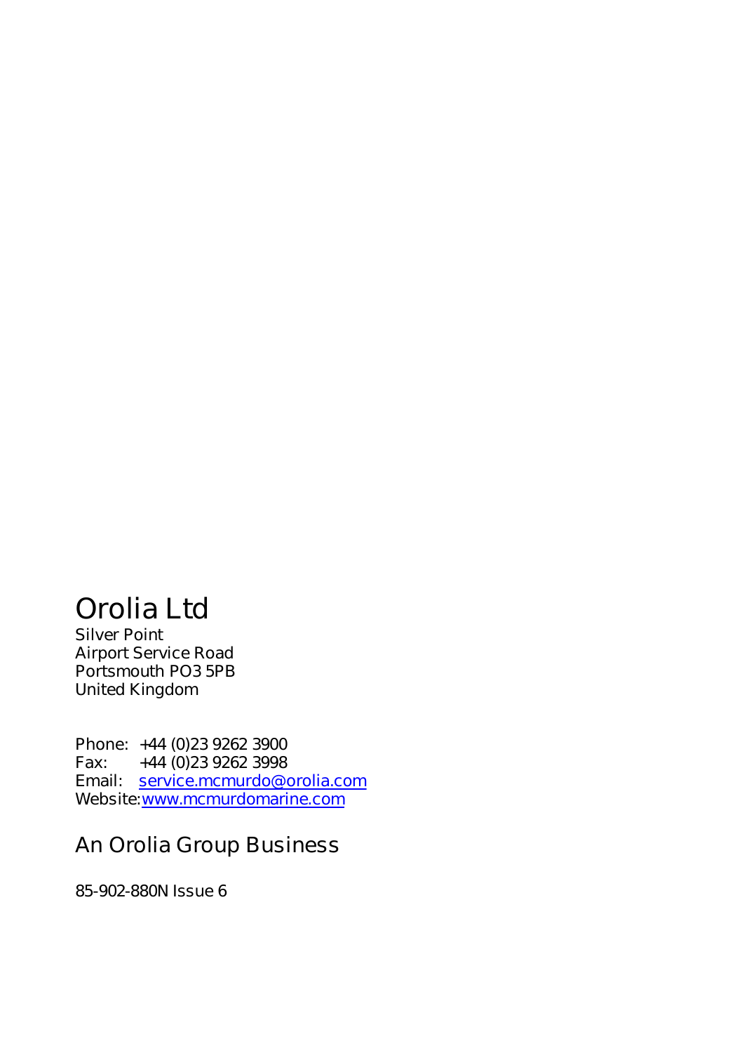# Orolia Ltd

Silver Point
Airport Service Road
Portsmouth PO3 5PB
United Kingdom

Phone: +44 (0)23 9262 3900
Fax: +44 (0)23 9262 3998
Email: service.mcmurdo@orolia.com
Website: www.mcmurdomarine.com

## An Orolia Group Business

85-902-880N Issue 6